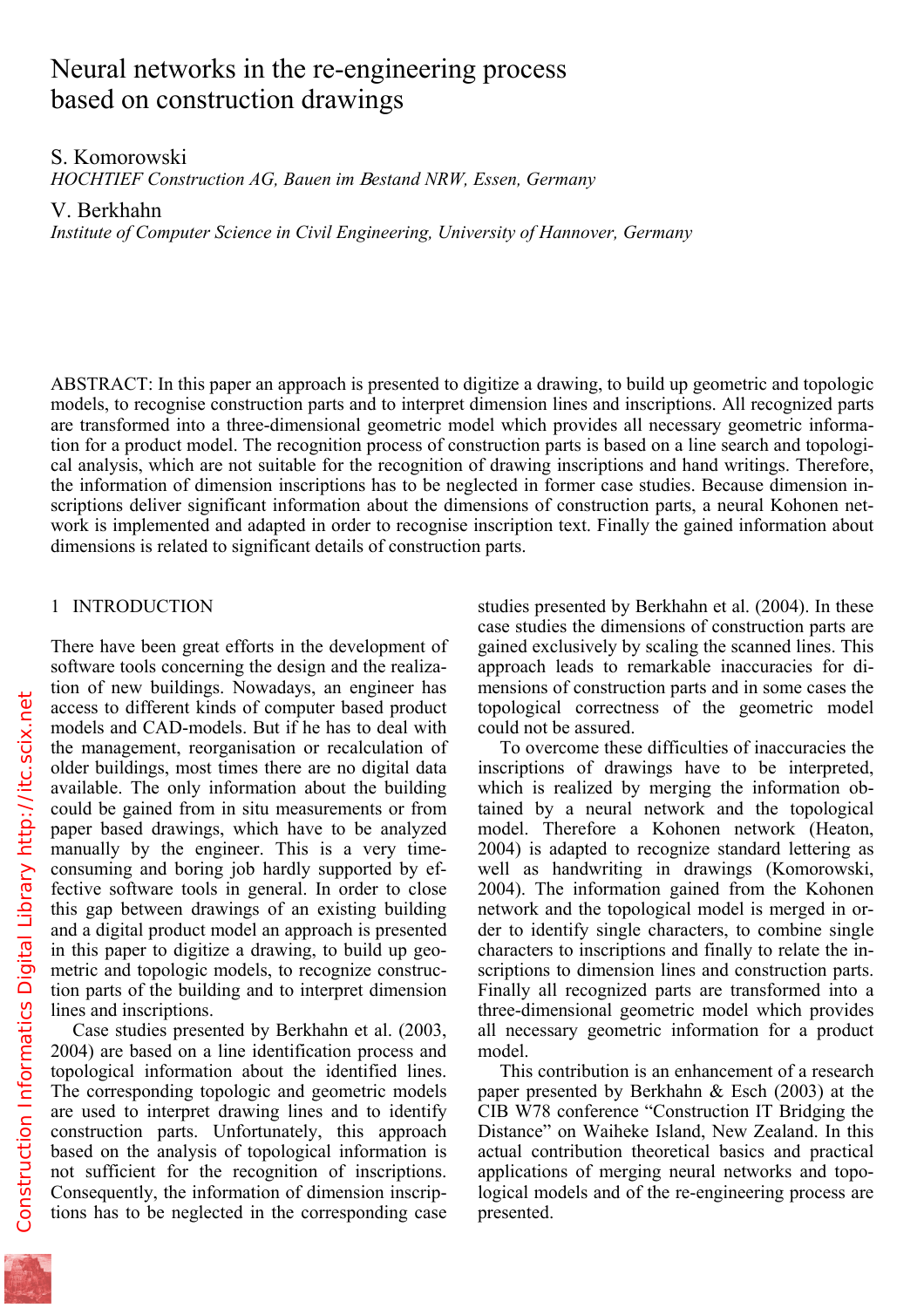# Neural networks in the re-engineering process based on construction drawings

S. Komorowski
*HOCHTIEF Construction AG, Bauen im Bestand NRW, Essen, Germany*

V. Berkhahn
*Institute of Computer Science in Civil Engineering, University of Hannover, Germany*

ABSTRACT: In this paper an approach is presented to digitize a drawing, to build up geometric and topologic models, to recognise construction parts and to interpret dimension lines and inscriptions. All recognized parts are transformed into a three-dimensional geometric model which provides all necessary geometric information for a product model. The recognition process of construction parts is based on a line search and topological analysis, which are not suitable for the recognition of drawing inscriptions and hand writings. Therefore, the information of dimension inscriptions has to be neglected in former case studies. Because dimension inscriptions deliver significant information about the dimensions of construction parts, a neural Kohonen network is implemented and adapted in order to recognise inscription text. Finally the gained information about dimensions is related to significant details of construction parts.

## 1 INTRODUCTION

There have been great efforts in the development of software tools concerning the design and the realization of new buildings. Nowadays, an engineer has access to different kinds of computer based product models and CAD-models. But if he has to deal with the management, reorganisation or recalculation of older buildings, most times there are no digital data available. The only information about the building could be gained from in situ measurements or from paper based drawings, which have to be analyzed manually by the engineer. This is a very time-consuming and boring job hardly supported by effective software tools in general. In order to close this gap between drawings of an existing building and a digital product model an approach is presented in this paper to digitize a drawing, to build up geometric and topologic models, to recognize construction parts of the building and to interpret dimension lines and inscriptions.

Case studies presented by Berkhahn et al. (2003, 2004) are based on a line identification process and topological information about the identified lines. The corresponding topologic and geometric models are used to interpret drawing lines and to identify construction parts. Unfortunately, this approach based on the analysis of topological information is not sufficient for the recognition of inscriptions. Consequently, the information of dimension inscriptions has to be neglected in the corresponding case studies presented by Berkhahn et al. (2004). In these case studies the dimensions of construction parts are gained exclusively by scaling the scanned lines. This approach leads to remarkable inaccuracies for dimensions of construction parts and in some cases the topological correctness of the geometric model could not be assured.

To overcome these difficulties of inaccuracies the inscriptions of drawings have to be interpreted, which is realized by merging the information obtained by a neural network and the topological model. Therefore a Kohonen network (Heaton, 2004) is adapted to recognize standard lettering as well as handwriting in drawings (Komorowski, 2004). The information gained from the Kohonen network and the topological model is merged in order to identify single characters, to combine single characters to inscriptions and finally to relate the inscriptions to dimension lines and construction parts. Finally all recognized parts are transformed into a three-dimensional geometric model which provides all necessary geometric information for a product model.

This contribution is an enhancement of a research paper presented by Berkhahn & Esch (2003) at the CIB W78 conference "Construction IT Bridging the Distance" on Waiheke Island, New Zealand. In this actual contribution theoretical basics and practical applications of merging neural networks and topological models and of the re-engineering process are presented.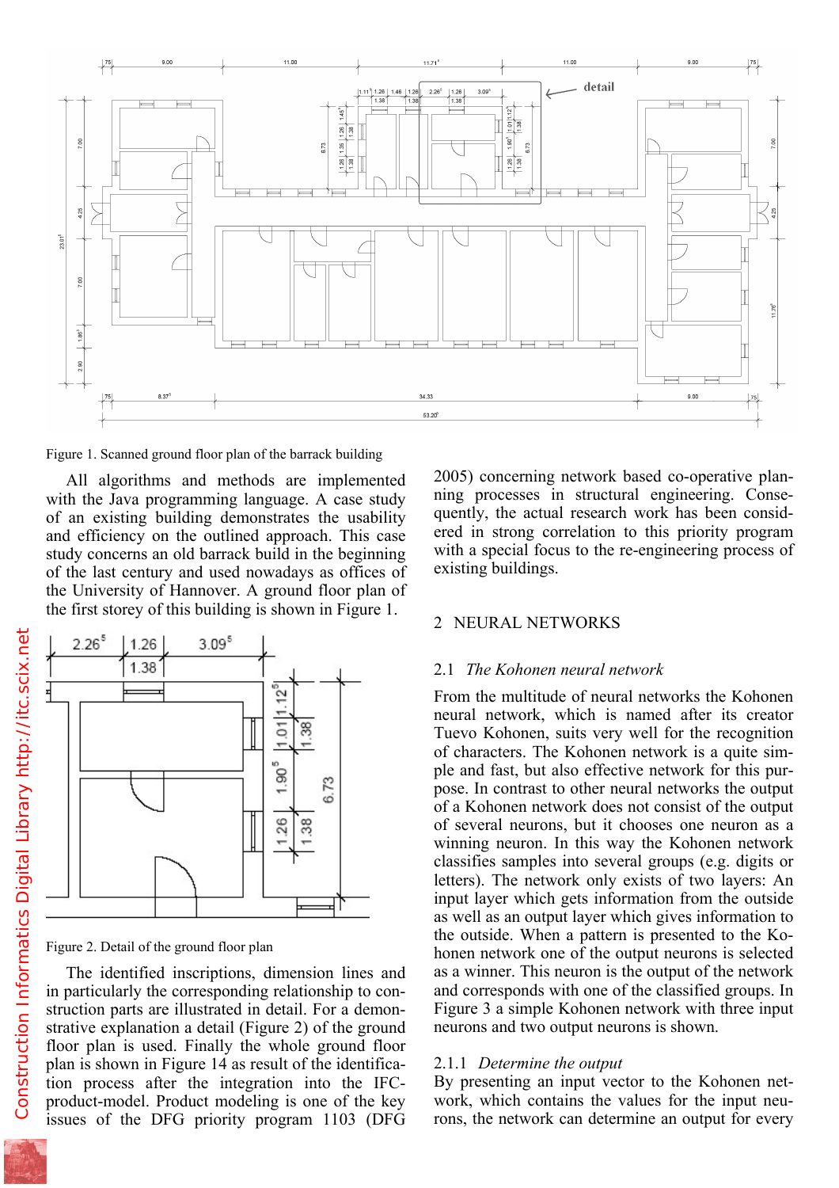Figure 1. Scanned ground floor plan of the barrack building

All algorithms and methods are implemented with the Java programming language. A case study of an existing building demonstrates the usability and efficiency on the outlined approach. This case study concerns an old barrack build in the beginning of the last century and used nowadays as offices of the University of Hannover. A ground floor plan of the first storey of this building is shown in Figure 1.

Figure 2. Detail of the ground floor plan

The identified inscriptions, dimension lines and in particularly the corresponding relationship to construction parts are illustrated in detail. For a demonstrative explanation a detail (Figure 2) of the ground floor plan is used. Finally the whole ground floor plan is shown in Figure 14 as result of the identification process after the integration into the IFC-product-model. Product modeling is one of the key issues of the DFG priority program 1103 (DFG 2005) concerning network based co-operative planning processes in structural engineering. Consequently, the actual research work has been considered in strong correlation to this priority program with a special focus to the re-engineering process of existing buildings.

## 2 NEURAL NETWORKS

### 2.1 *The Kohonen neural network*

From the multitude of neural networks the Kohonen neural network, which is named after its creator Tuevo Kohonen, suits very well for the recognition of characters. The Kohonen network is a quite simple and fast, but also effective network for this purpose. In contrast to other neural networks the output of a Kohonen network does not consist of the output of several neurons, but it chooses one neuron as a winning neuron. In this way the Kohonen network classifies samples into several groups (e.g. digits or letters). The network only exists of two layers: An input layer which gets information from the outside as well as an output layer which gives information to the outside. When a pattern is presented to the Kohonen network one of the output neurons is selected as a winner. This neuron is the output of the network and corresponds with one of the classified groups. In Figure 3 a simple Kohonen network with three input neurons and two output neurons is shown.

#### 2.1.1 *Determine the output*

By presenting an input vector to the Kohonen network, which contains the values for the input neurons, the network can determine an output for every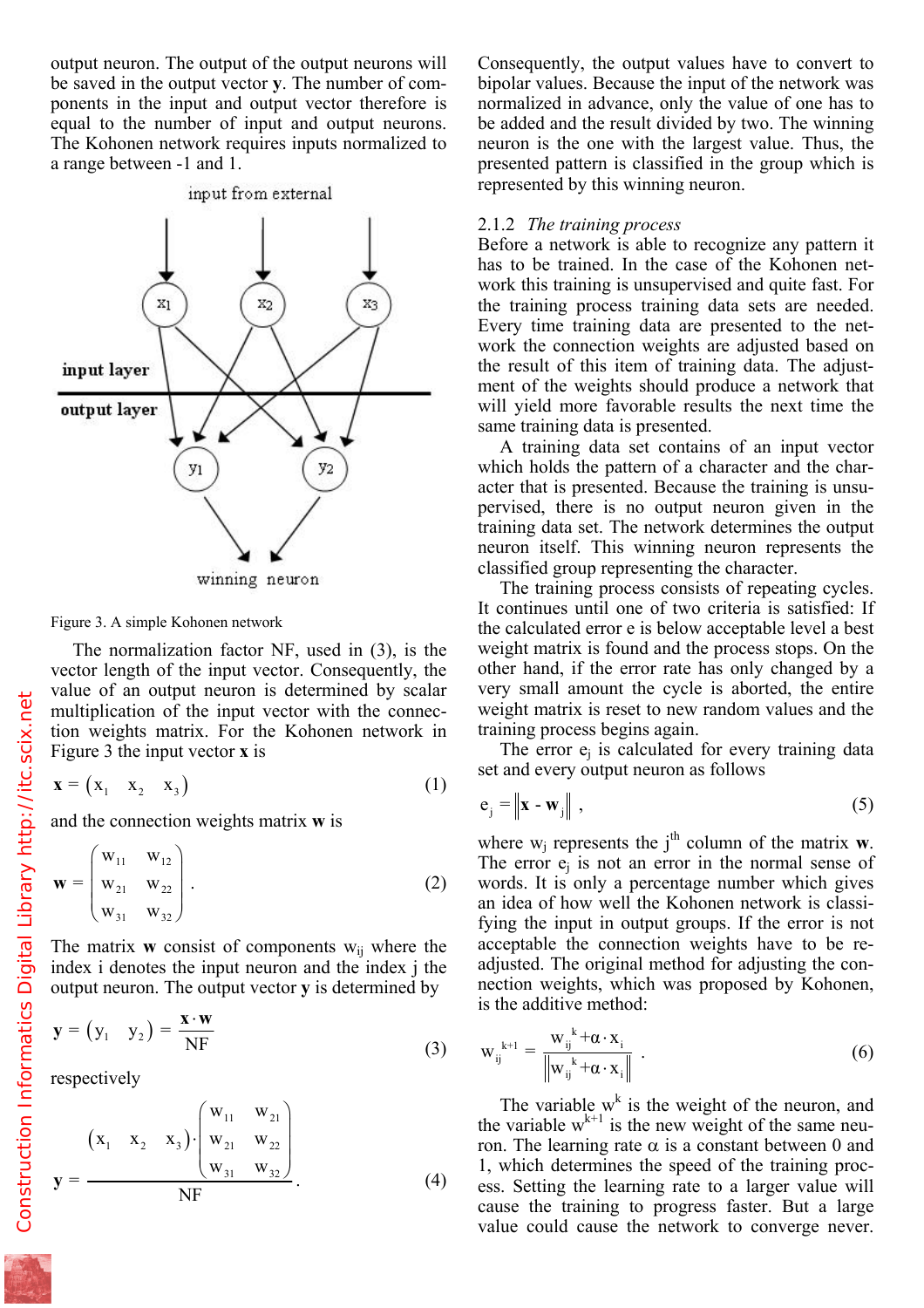output neuron. The output of the output neurons will be saved in the output vector **y**. The number of components in the input and output vector therefore is equal to the number of input and output neurons. The Kohonen network requires inputs normalized to a range between -1 and 1.

input from external

x1
x2
x3

input layer

output layer

y1
y2

winning neuron

Figure 3. A simple Kohonen network

The normalization factor NF, used in (3), is the vector length of the input vector. Consequently, the value of an output neuron is determined by scalar multiplication of the input vector with the connection weights matrix. For the Kohonen network in Figure 3 the input vector **x** is

$$\mathbf{x} = \begin{pmatrix} x_1 & x_2 & x_3 \end{pmatrix} \tag{1}$$

and the connection weights matrix **w** is

$$\mathbf{w} = \begin{pmatrix} w_{11} & w_{12} \\ w_{21} & w_{22} \\ w_{31} & w_{32} \end{pmatrix}. \tag{2}$$

The matrix **w** consist of components $w_{ij}$ where the index i denotes the input neuron and the index j the output neuron. The output vector **y** is determined by

$$\mathbf{y} = \begin{pmatrix} y_1 & y_2 \end{pmatrix} = \frac{\mathbf{x} \cdot \mathbf{w}}{NF} \tag{3}$$

respectively

$$\mathbf{y} = \frac{\begin{pmatrix} x_1 & x_2 & x_3 \end{pmatrix} \cdot \begin{pmatrix} w_{11} & w_{21} \\ w_{21} & w_{22} \\ w_{31} & w_{32} \end{pmatrix}}{NF}. \tag{4}$$

Consequently, the output values have to convert to bipolar values. Because the input of the network was normalized in advance, only the value of one has to be added and the result divided by two. The winning neuron is the one with the largest value. Thus, the presented pattern is classified in the group which is represented by this winning neuron.

### 2.1.2 *The training process*

Before a network is able to recognize any pattern it has to be trained. In the case of the Kohonen network this training is unsupervised and quite fast. For the training process training data sets are needed. Every time training data are presented to the network the connection weights are adjusted based on the result of this item of training data. The adjustment of the weights should produce a network that will yield more favorable results the next time the same training data is presented.

A training data set contains of an input vector which holds the pattern of a character and the character that is presented. Because the training is unsupervised, there is no output neuron given in the training data set. The network determines the output neuron itself. This winning neuron represents the classified group representing the character.

The training process consists of repeating cycles. It continues until one of two criteria is satisfied: If the calculated error e is below acceptable level a best weight matrix is found and the process stops. On the other hand, if the error rate has only changed by a very small amount the cycle is aborted, the entire weight matrix is reset to new random values and the training process begins again.

The error $e_j$ is calculated for every training data set and every output neuron as follows

$$e_j = \left\| \mathbf{x} - \mathbf{w}_j \right\| , \tag{5}$$

where $w_j$ represents the $j^{th}$ column of the matrix **w**. The error $e_j$ is not an error in the normal sense of words. It is only a percentage number which gives an idea of how well the Kohonen network is classifying the input in output groups. If the error is not acceptable the connection weights have to be readjusted. The original method for adjusting the connection weights, which was proposed by Kohonen, is the additive method:

$$w_{ij}^{k+1} = \frac{w_{ij}^{k} + \alpha \cdot x_i}{\left\| w_{ij}^{k} + \alpha \cdot x_i \right\|} . \tag{6}$$

The variable $w^k$ is the weight of the neuron, and the variable $w^{k+1}$ is the new weight of the same neuron. The learning rate $\alpha$ is a constant between 0 and 1, which determines the speed of the training process. Setting the learning rate to a larger value will cause the training to progress faster. But a large value could cause the network to converge never.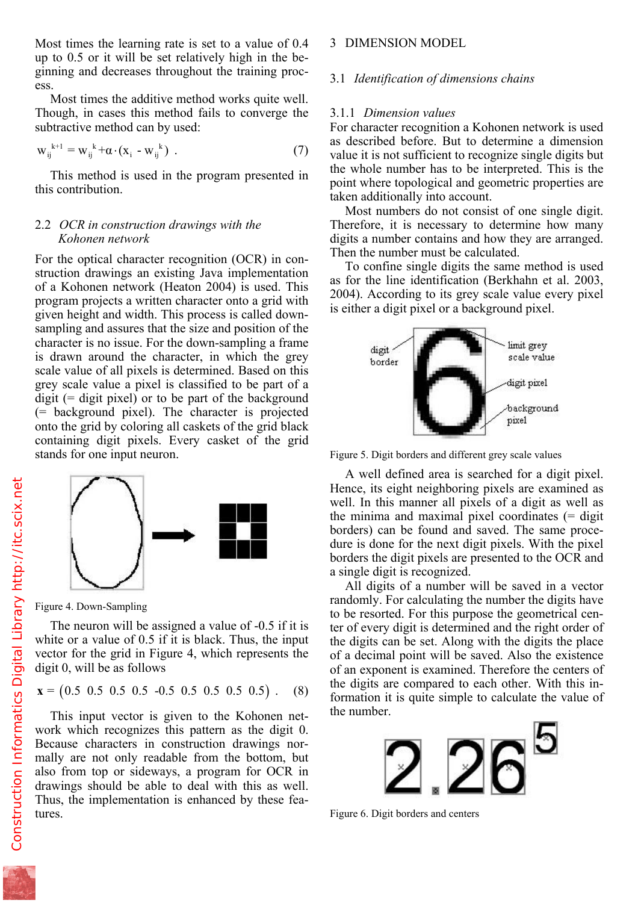Most times the learning rate is set to a value of 0.4 up to 0.5 or it will be set relatively high in the beginning and decreases throughout the training process.

Most times the additive method works quite well. Though, in cases this method fails to converge the subtractive method can by used:

$$w_{ij}^{k+1} = w_{ij}^{k} + \alpha \cdot (x_i - w_{ij}^{k}) \quad . \tag{7}$$

This method is used in the program presented in this contribution.

### 2.2 *OCR in construction drawings with the Kohonen network*

For the optical character recognition (OCR) in construction drawings an existing Java implementation of a Kohonen network (Heaton 2004) is used. This program projects a written character onto a grid with given height and width. This process is called down-sampling and assures that the size and position of the character is no issue. For the down-sampling a frame is drawn around the character, in which the grey scale value of all pixels is determined. Based on this grey scale value a pixel is classified to be part of a digit (= digit pixel) or to be part of the background (= background pixel). The character is projected onto the grid by coloring all caskets of the grid black containing digit pixels. Every casket of the grid stands for one input neuron.

Figure 4. Down-Sampling

The neuron will be assigned a value of -0.5 if it is white or a value of 0.5 if it is black. Thus, the input vector for the grid in Figure 4, which represents the digit 0, will be as follows

$$\mathbf{x} = \left(0.5 \;\; 0.5 \;\; 0.5 \;\; 0.5 \;\; -0.5 \;\; 0.5 \;\; 0.5 \;\; 0.5 \;\; 0.5\right) \quad . \tag{8}$$

This input vector is given to the Kohonen network which recognizes this pattern as the digit 0. Because characters in construction drawings normally are not only readable from the bottom, but also from top or sideways, a program for OCR in drawings should be able to deal with this as well. Thus, the implementation is enhanced by these features.

## 3 DIMENSION MODEL

### 3.1 *Identification of dimensions chains*

#### 3.1.1 *Dimension values*

For character recognition a Kohonen network is used as described before. But to determine a dimension value it is not sufficient to recognize single digits but the whole number has to be interpreted. This is the point where topological and geometric properties are taken additionally into account.

Most numbers do not consist of one single digit. Therefore, it is necessary to determine how many digits a number contains and how they are arranged. Then the number must be calculated.

To confine single digits the same method is used as for the line identification (Berkhahn et al. 2003, 2004). According to its grey scale value every pixel is either a digit pixel or a background pixel.

digit border

limit grey scale value

digit pixel

background pixel

Figure 5. Digit borders and different grey scale values

A well defined area is searched for a digit pixel. Hence, its eight neighboring pixels are examined as well. In this manner all pixels of a digit as well as the minima and maximal pixel coordinates (= digit borders) can be found and saved. The same procedure is done for the next digit pixels. With the pixel borders the digit pixels are presented to the OCR and a single digit is recognized.

All digits of a number will be saved in a vector randomly. For calculating the number the digits have to be resorted. For this purpose the geometrical center of every digit is determined and the right order of the digits can be set. Along with the digits the place of a decimal point will be saved. Also the existence of an exponent is examined. Therefore the centers of the digits are compared to each other. With this information it is quite simple to calculate the value of the number.

Figure 6. Digit borders and centers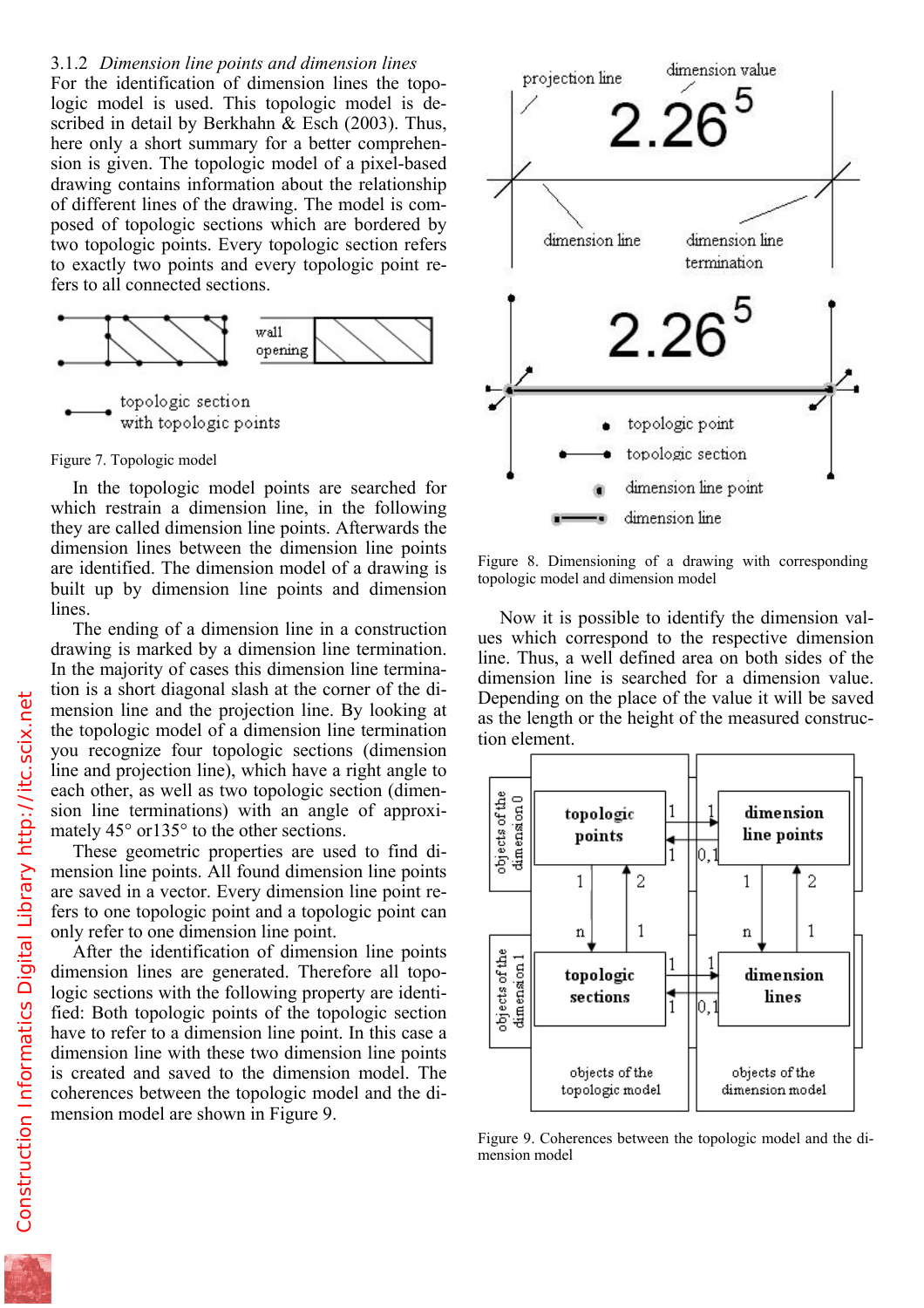### 3.1.2 *Dimension line points and dimension lines*

For the identification of dimension lines the topologic model is used. This topologic model is described in detail by Berkhahn & Esch (2003). Thus, here only a short summary for a better comprehension is given. The topologic model of a pixel-based drawing contains information about the relationship of different lines of the drawing. The model is composed of topologic sections which are bordered by two topologic points. Every topologic section refers to exactly two points and every topologic point refers to all connected sections.

wall
opening

topologic section
with topologic points

Figure 7. Topologic model

In the topologic model points are searched for which restrain a dimension line, in the following they are called dimension line points. Afterwards the dimension lines between the dimension line points are identified. The dimension model of a drawing is built up by dimension line points and dimension lines.

The ending of a dimension line in a construction drawing is marked by a dimension line termination. In the majority of cases this dimension line termination is a short diagonal slash at the corner of the dimension line and the projection line. By looking at the topologic model of a dimension line termination you recognize four topologic sections (dimension line and projection line), which have a right angle to each other, as well as two topologic section (dimension line terminations) with an angle of approximately 45° or135° to the other sections.

These geometric properties are used to find dimension line points. All found dimension line points are saved in a vector. Every dimension line point refers to one topologic point and a topologic point can only refer to one dimension line point.

After the identification of dimension line points dimension lines are generated. Therefore all topologic sections with the following property are identified: Both topologic points of the topologic section have to refer to a dimension line point. In this case a dimension line with these two dimension line points is created and saved to the dimension model. The coherences between the topologic model and the dimension model are shown in Figure 9.

projection line
dimension value
2.26 5
dimension line
dimension line termination
2.26 5
topologic point
topologic section
dimension line point
dimension line

Figure 8. Dimensioning of a drawing with corresponding topologic model and dimension model

Now it is possible to identify the dimension values which correspond to the respective dimension line. Thus, a well defined area on both sides of the dimension line is searched for a dimension value. Depending on the place of the value it will be saved as the length or the height of the measured construction element.

objects of the dimension 0
objects of the dimension 1
topologic points
dimension line points
topologic sections
dimension lines
1
1
1
0,1
1
2
n
1
1
2
n
1
1
1
1
0,1
objects of the topologic model
objects of the dimension model

Figure 9. Coherences between the topologic model and the dimension model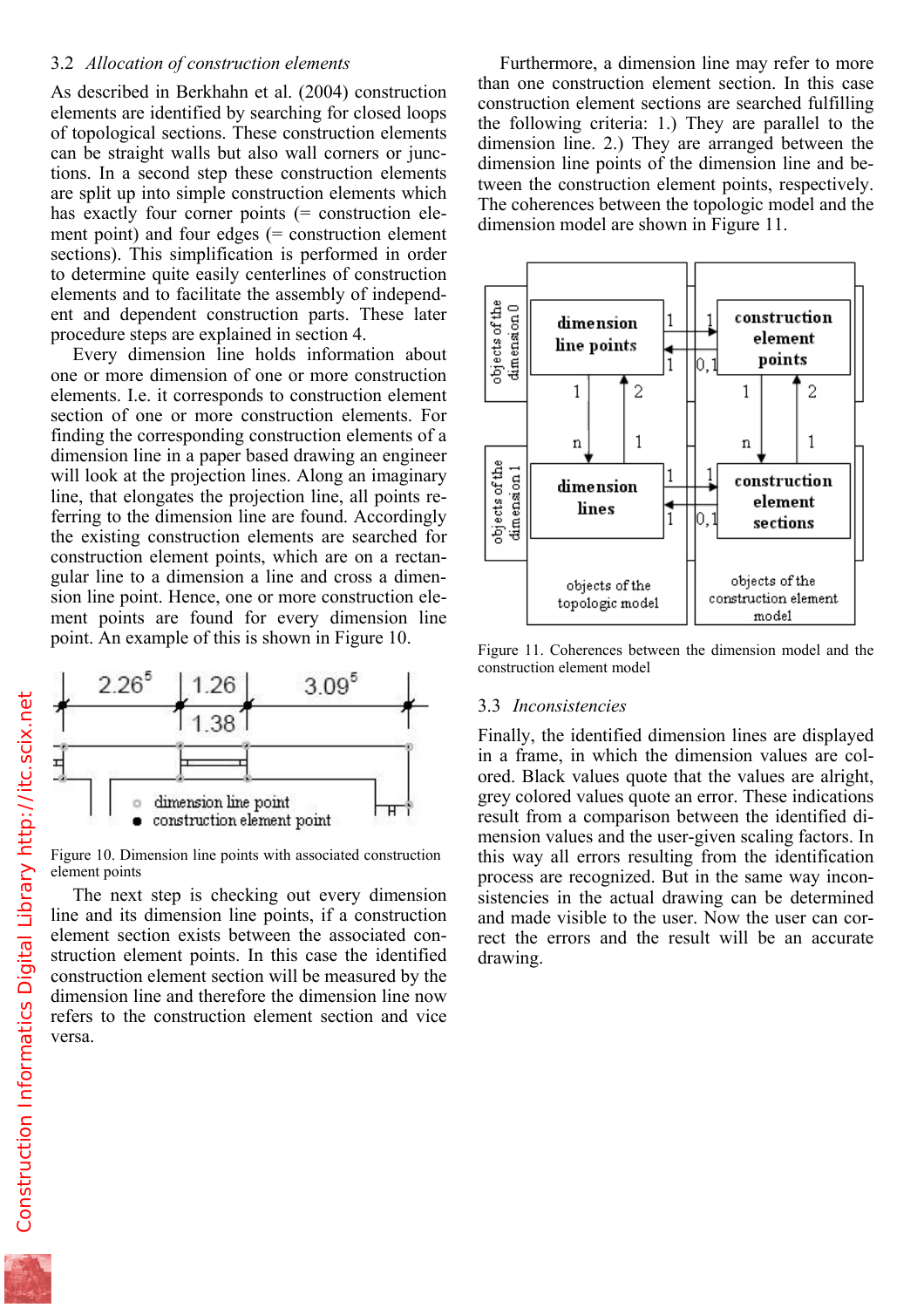### 3.2 *Allocation of construction elements*

As described in Berkhahn et al. (2004) construction elements are identified by searching for closed loops of topological sections. These construction elements can be straight walls but also wall corners or junctions. In a second step these construction elements are split up into simple construction elements which has exactly four corner points (= construction element point) and four edges (= construction element sections). This simplification is performed in order to determine quite easily centerlines of construction elements and to facilitate the assembly of independent and dependent construction parts. These later procedure steps are explained in section 4.

Every dimension line holds information about one or more dimension of one or more construction elements. I.e. it corresponds to construction element section of one or more construction elements. For finding the corresponding construction elements of a dimension line in a paper based drawing an engineer will look at the projection lines. Along an imaginary line, that elongates the projection line, all points referring to the dimension line are found. Accordingly the existing construction elements are searched for construction element points, which are on a rectangular line to a dimension a line and cross a dimension line point. Hence, one or more construction element points are found for every dimension line point. An example of this is shown in Figure 10.

2.26[5] 1.26 3.09[5]
1.38
dimension line point
construction element point

Figure 10. Dimension line points with associated construction element points

The next step is checking out every dimension line and its dimension line points, if a construction element section exists between the associated construction element points. In this case the identified construction element section will be measured by the dimension line and therefore the dimension line now refers to the construction element section and vice versa.

Furthermore, a dimension line may refer to more than one construction element section. In this case construction element sections are searched fulfilling the following criteria: 1.) They are parallel to the dimension line. 2.) They are arranged between the dimension line points of the dimension line and between the construction element points, respectively. The coherences between the topologic model and the dimension model are shown in Figure 11.

objects of the dimension 0
objects of the dimension 1
dimension line points
construction element points
dimension lines
construction element sections
1 1
1 0,1
1 2
n 1
1 2
n 1
1 1
1 0,1
objects of the topologic model
objects of the construction element model

Figure 11. Coherences between the dimension model and the construction element model

### 3.3 *Inconsistencies*

Finally, the identified dimension lines are displayed in a frame, in which the dimension values are colored. Black values quote that the values are alright, grey colored values quote an error. These indications result from a comparison between the identified dimension values and the user-given scaling factors. In this way all errors resulting from the identification process are recognized. But in the same way inconsistencies in the actual drawing can be determined and made visible to the user. Now the user can correct the errors and the result will be an accurate drawing.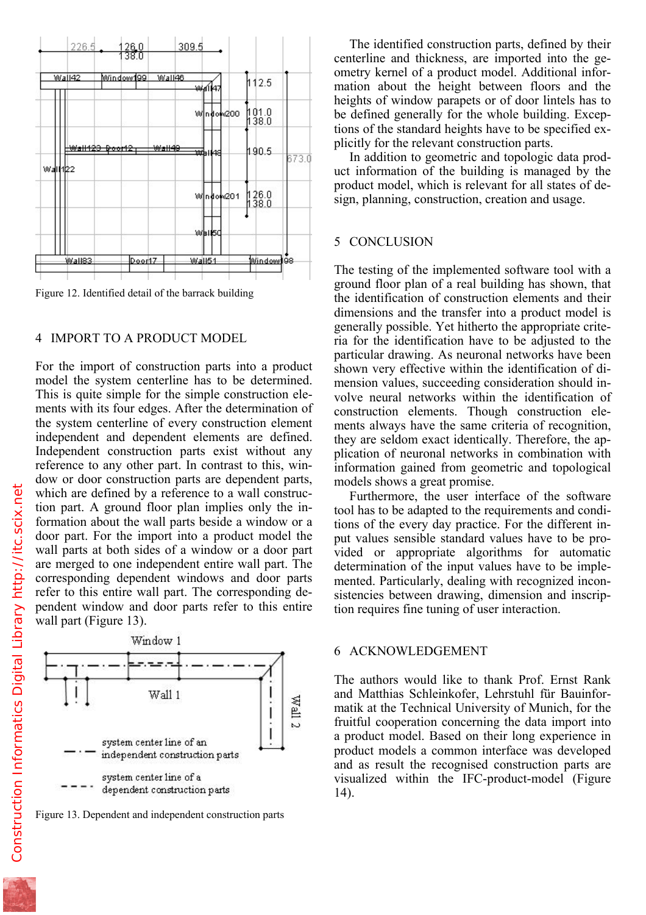Figure 12. Identified detail of the barrack building

## 4 IMPORT TO A PRODUCT MODEL

For the import of construction parts into a product model the system centerline has to be determined. This is quite simple for the simple construction elements with its four edges. After the determination of the system centerline of every construction element independent and dependent elements are defined. Independent construction parts exist without any reference to any other part. In contrast to this, window or door construction parts are dependent parts, which are defined by a reference to a wall construction part. A ground floor plan implies only the information about the wall parts beside a window or a door part. For the import into a product model the wall parts at both sides of a window or a door part are merged to one independent entire wall part. The corresponding dependent windows and door parts refer to this entire wall part. The corresponding dependent window and door parts refer to this entire wall part (Figure 13).

Figure 13. Dependent and independent construction parts

The identified construction parts, defined by their centerline and thickness, are imported into the geometry kernel of a product model. Additional information about the height between floors and the heights of window parapets or of door lintels has to be defined generally for the whole building. Exceptions of the standard heights have to be specified explicitly for the relevant construction parts.

In addition to geometric and topologic data product information of the building is managed by the product model, which is relevant for all states of design, planning, construction, creation and usage.

## 5 CONCLUSION

The testing of the implemented software tool with a ground floor plan of a real building has shown, that the identification of construction elements and their dimensions and the transfer into a product model is generally possible. Yet hitherto the appropriate criteria for the identification have to be adjusted to the particular drawing. As neuronal networks have been shown very effective within the identification of dimension values, succeeding consideration should involve neural networks within the identification of construction elements. Though construction elements always have the same criteria of recognition, they are seldom exact identically. Therefore, the application of neuronal networks in combination with information gained from geometric and topological models shows a great promise.

Furthermore, the user interface of the software tool has to be adapted to the requirements and conditions of the every day practice. For the different input values sensible standard values have to be provided or appropriate algorithms for automatic determination of the input values have to be implemented. Particularly, dealing with recognized inconsistencies between drawing, dimension and inscription requires fine tuning of user interaction.

## 6 ACKNOWLEDGEMENT

The authors would like to thank Prof. Ernst Rank and Matthias Schleinkofer, Lehrstuhl für Bauinformatik at the Technical University of Munich, for the fruitful cooperation concerning the data import into a product model. Based on their long experience in product models a common interface was developed and as result the recognised construction parts are visualized within the IFC-product-model (Figure 14).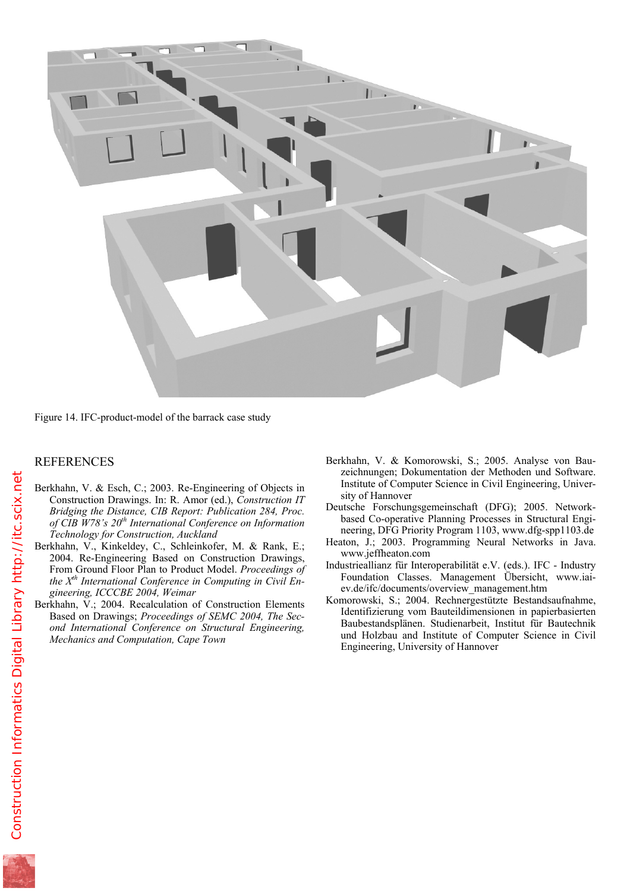Figure 14. IFC-product-model of the barrack case study

## REFERENCES

Berkhahn, V. & Esch, C.; 2003. Re-Engineering of Objects in Construction Drawings. In: R. Amor (ed.), *Construction IT Bridging the Distance, CIB Report: Publication 284, Proc. of CIB W78's 20th International Conference on Information Technology for Construction, Auckland*

Berkhahn, V., Kinkeldey, C., Schleinkofer, M. & Rank, E.; 2004. Re-Engineering Based on Construction Drawings, From Ground Floor Plan to Product Model. *Proceedings of the Xth International Conference in Computing in Civil Engineering, ICCCBE 2004, Weimar*

Berkhahn, V.; 2004. Recalculation of Construction Elements Based on Drawings; *Proceedings of SEMC 2004, The Second International Conference on Structural Engineering, Mechanics and Computation, Cape Town*

Berkhahn, V. & Komorowski, S.; 2005. Analyse von Bauzeichnungen; Dokumentation der Methoden und Software. Institute of Computer Science in Civil Engineering, University of Hannover

Deutsche Forschungsgemeinschaft (DFG); 2005. Network-based Co-operative Planning Processes in Structural Engineering, DFG Priority Program 1103, www.dfg-spp1103.de

Heaton, J.; 2003. Programming Neural Networks in Java. www.jeffheaton.com

Industrieallianz für Interoperabilität e.V. (eds.). IFC - Industry Foundation Classes. Management Übersicht, www.iai-ev.de/ifc/documents/overview_management.htm

Komorowski, S.; 2004. Rechnergestützte Bestandsaufnahme, Identifizierung vom Bauteildimensionen in papierbasierten Baubestandsplänen. Studienarbeit, Institut für Bautechnik und Holzbau and Institute of Computer Science in Civil Engineering, University of Hannover